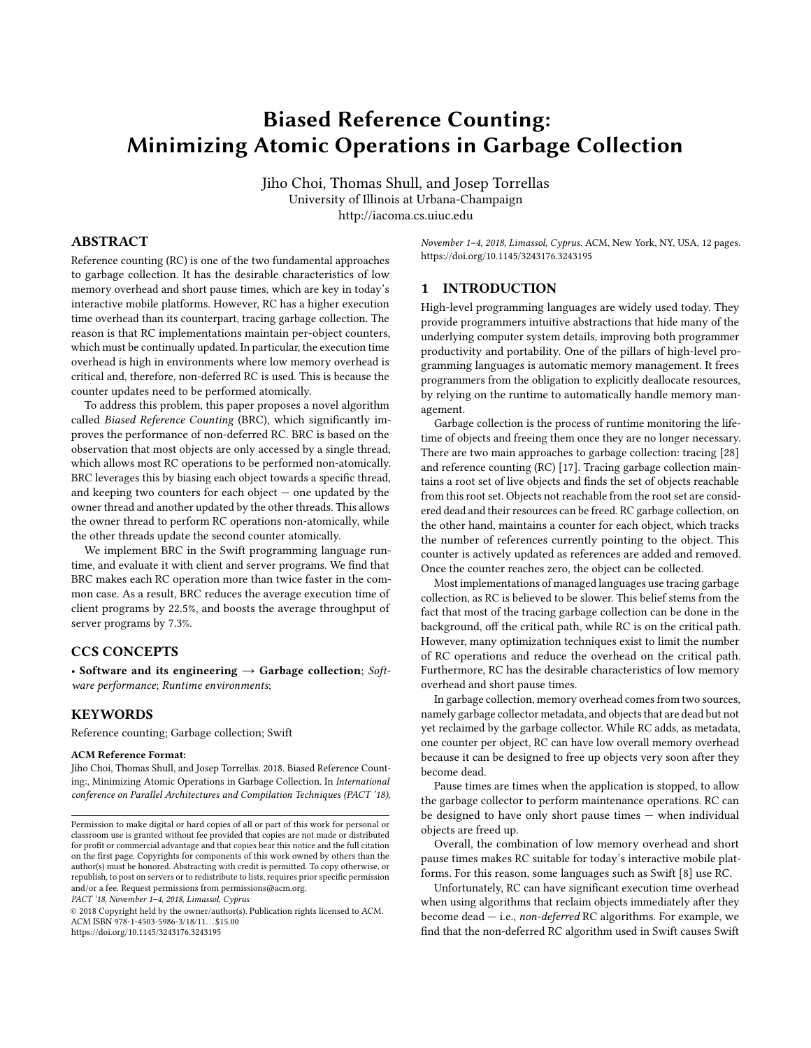# Biased Reference Counting: Minimizing Atomic Operations in Garbage Collection

Jiho Choi, Thomas Shull, and Josep Torrellas
University of Illinois at Urbana-Champaign
http://iacoma.cs.uiuc.edu

## ABSTRACT

Reference counting (RC) is one of the two fundamental approaches to garbage collection. It has the desirable characteristics of low memory overhead and short pause times, which are key in today's interactive mobile platforms. However, RC has a higher execution time overhead than its counterpart, tracing garbage collection. The reason is that RC implementations maintain per-object counters, which must be continually updated. In particular, the execution time overhead is high in environments where low memory overhead is critical and, therefore, non-deferred RC is used. This is because the counter updates need to be performed atomically.

To address this problem, this paper proposes a novel algorithm called *Biased Reference Counting* (BRC), which significantly improves the performance of non-deferred RC. BRC is based on the observation that most objects are only accessed by a single thread, which allows most RC operations to be performed non-atomically. BRC leverages this by biasing each object towards a specific thread, and keeping two counters for each object — one updated by the owner thread and another updated by the other threads. This allows the owner thread to perform RC operations non-atomically, while the other threads update the second counter atomically.

We implement BRC in the Swift programming language runtime, and evaluate it with client and server programs. We find that BRC makes each RC operation more than twice faster in the common case. As a result, BRC reduces the average execution time of client programs by 22.5%, and boosts the average throughput of server programs by 7.3%.

## CCS CONCEPTS

• **Software and its engineering** → **Garbage collection**; *Software performance*; *Runtime environments*;

## KEYWORDS

Reference counting; Garbage collection; Swift

**ACM Reference Format:**
Jiho Choi, Thomas Shull, and Josep Torrellas. 2018. Biased Reference Counting:, Minimizing Atomic Operations in Garbage Collection. In *International conference on Parallel Architectures and Compilation Techniques (PACT '18), November 1–4, 2018, Limassol, Cyprus.* ACM, New York, NY, USA, 12 pages. https://doi.org/10.1145/3243176.3243195

Permission to make digital or hard copies of all or part of this work for personal or classroom use is granted without fee provided that copies are not made or distributed for profit or commercial advantage and that copies bear this notice and the full citation on the first page. Copyrights for components of this work owned by others than the author(s) must be honored. Abstracting with credit is permitted. To copy otherwise, or republish, to post on servers or to redistribute to lists, requires prior specific permission and/or a fee. Request permissions from permissions@acm.org.
*PACT '18, November 1–4, 2018, Limassol, Cyprus*
© 2018 Copyright held by the owner/author(s). Publication rights licensed to ACM.
ACM ISBN 978-1-4503-5986-3/18/11…$15.00
https://doi.org/10.1145/3243176.3243195

## 1 INTRODUCTION

High-level programming languages are widely used today. They provide programmers intuitive abstractions that hide many of the underlying computer system details, improving both programmer productivity and portability. One of the pillars of high-level programming languages is automatic memory management. It frees programmers from the obligation to explicitly deallocate resources, by relying on the runtime to automatically handle memory management.

Garbage collection is the process of runtime monitoring the lifetime of objects and freeing them once they are no longer necessary. There are two main approaches to garbage collection: tracing [28] and reference counting (RC) [17]. Tracing garbage collection maintains a root set of live objects and finds the set of objects reachable from this root set. Objects not reachable from the root set are considered dead and their resources can be freed. RC garbage collection, on the other hand, maintains a counter for each object, which tracks the number of references currently pointing to the object. This counter is actively updated as references are added and removed. Once the counter reaches zero, the object can be collected.

Most implementations of managed languages use tracing garbage collection, as RC is believed to be slower. This belief stems from the fact that most of the tracing garbage collection can be done in the background, off the critical path, while RC is on the critical path. However, many optimization techniques exist to limit the number of RC operations and reduce the overhead on the critical path. Furthermore, RC has the desirable characteristics of low memory overhead and short pause times.

In garbage collection, memory overhead comes from two sources, namely garbage collector metadata, and objects that are dead but not yet reclaimed by the garbage collector. While RC adds, as metadata, one counter per object, RC can have low overall memory overhead because it can be designed to free up objects very soon after they become dead.

Pause times are times when the application is stopped, to allow the garbage collector to perform maintenance operations. RC can be designed to have only short pause times — when individual objects are freed up.

Overall, the combination of low memory overhead and short pause times makes RC suitable for today's interactive mobile platforms. For this reason, some languages such as Swift [8] use RC.

Unfortunately, RC can have significant execution time overhead when using algorithms that reclaim objects immediately after they become dead — i.e., *non-deferred* RC algorithms. For example, we find that the non-deferred RC algorithm used in Swift causes Swift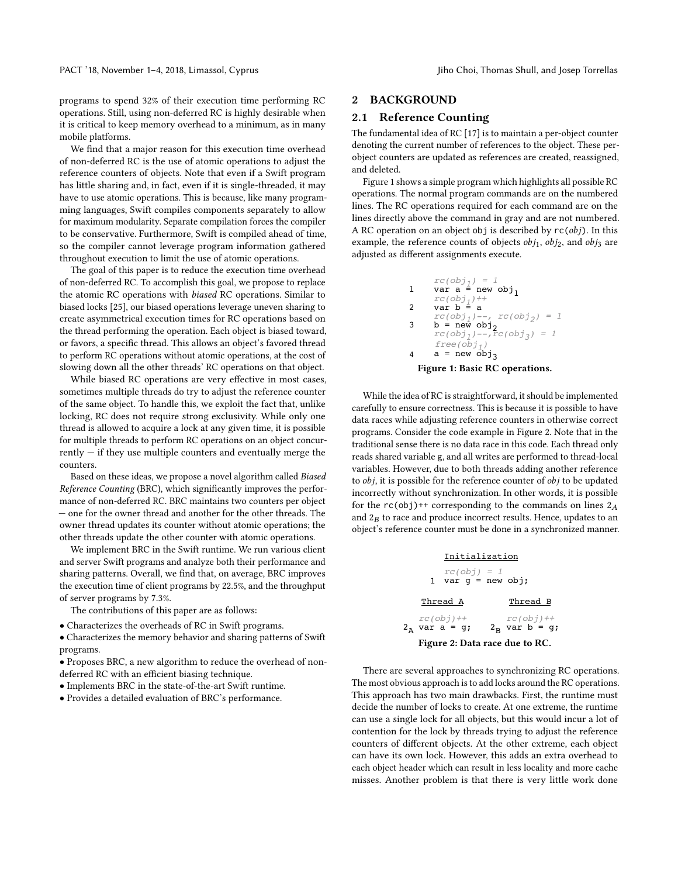programs to spend 32% of their execution time performing RC operations. Still, using non-deferred RC is highly desirable when it is critical to keep memory overhead to a minimum, as in many mobile platforms.

We find that a major reason for this execution time overhead of non-deferred RC is the use of atomic operations to adjust the reference counters of objects. Note that even if a Swift program has little sharing and, in fact, even if it is single-threaded, it may have to use atomic operations. This is because, like many programming languages, Swift compiles components separately to allow for maximum modularity. Separate compilation forces the compiler to be conservative. Furthermore, Swift is compiled ahead of time, so the compiler cannot leverage program information gathered throughout execution to limit the use of atomic operations.

The goal of this paper is to reduce the execution time overhead of non-deferred RC. To accomplish this goal, we propose to replace the atomic RC operations with *biased* RC operations. Similar to biased locks [25], our biased operations leverage uneven sharing to create asymmetrical execution times for RC operations based on the thread performing the operation. Each object is biased toward, or favors, a specific thread. This allows an object's favored thread to perform RC operations without atomic operations, at the cost of slowing down all the other threads' RC operations on that object.

While biased RC operations are very effective in most cases, sometimes multiple threads do try to adjust the reference counter of the same object. To handle this, we exploit the fact that, unlike locking, RC does not require strong exclusivity. While only one thread is allowed to acquire a lock at any given time, it is possible for multiple threads to perform RC operations on an object concurrently — if they use multiple counters and eventually merge the counters.

Based on these ideas, we propose a novel algorithm called *Biased Reference Counting* (BRC), which significantly improves the performance of non-deferred RC. BRC maintains two counters per object — one for the owner thread and another for the other threads. The owner thread updates its counter without atomic operations; the other threads update the other counter with atomic operations.

We implement BRC in the Swift runtime. We run various client and server Swift programs and analyze both their performance and sharing patterns. Overall, we find that, on average, BRC improves the execution time of client programs by 22.5%, and the throughput of server programs by 7.3%.

The contributions of this paper are as follows:

- Characterizes the overheads of RC in Swift programs.
- Characterizes the memory behavior and sharing patterns of Swift programs.
- Proposes BRC, a new algorithm to reduce the overhead of non-deferred RC with an efficient biasing technique.
- Implements BRC in the state-of-the-art Swift runtime.
- Provides a detailed evaluation of BRC's performance.

## 2 BACKGROUND

### 2.1 Reference Counting

The fundamental idea of RC [17] is to maintain a per-object counter denoting the current number of references to the object. These per-object counters are updated as references are created, reassigned, and deleted.

Figure 1 shows a simple program which highlights all possible RC operations. The normal program commands are on the numbered lines. The RC operations required for each command are on the lines directly above the command in gray and are not numbered. A RC operation on an object obj is described by rc(*obj*). In this example, the reference counts of objects $obj_1$, $obj_2$, and $obj_3$ are adjusted as different assignments execute.

```
     rc(obj1) = 1
1    var a = new obj1
     rc(obj1)++
2    var b = a
     rc(obj1)--, rc(obj2) = 1
3    b = new obj2
     rc(obj1)--,rc(obj3) = 1
     free(obj1)
4    a = new obj3
```

**Figure 1: Basic RC operations.**

While the idea of RC is straightforward, it should be implemented carefully to ensure correctness. This is because it is possible to have data races while adjusting reference counters in otherwise correct programs. Consider the code example in Figure 2. Note that in the traditional sense there is no data race in this code. Each thread only reads shared variable g, and all writes are performed to thread-local variables. However, due to both threads adding another reference to *obj*, it is possible for the reference counter of *obj* to be updated incorrectly without synchronization. In other words, it is possible for the rc(obj)++ corresponding to the commands on lines $2_A$ and $2_B$ to race and produce incorrect results. Hence, updates to an object's reference counter must be done in a synchronized manner.

```
        Initialization
        rc(obj) = 1
     1  var g = new obj;

    Thread A           Thread B
    rc(obj)++          rc(obj)++
2A  var a = g;     2B  var b = g;
```

**Figure 2: Data race due to RC.**

There are several approaches to synchronizing RC operations. The most obvious approach is to add locks around the RC operations. This approach has two main drawbacks. First, the runtime must decide the number of locks to create. At one extreme, the runtime can use a single lock for all objects, but this would incur a lot of contention for the lock by threads trying to adjust the reference counters of different objects. At the other extreme, each object can have its own lock. However, this adds an extra overhead to each object header which can result in less locality and more cache misses. Another problem is that there is very little work done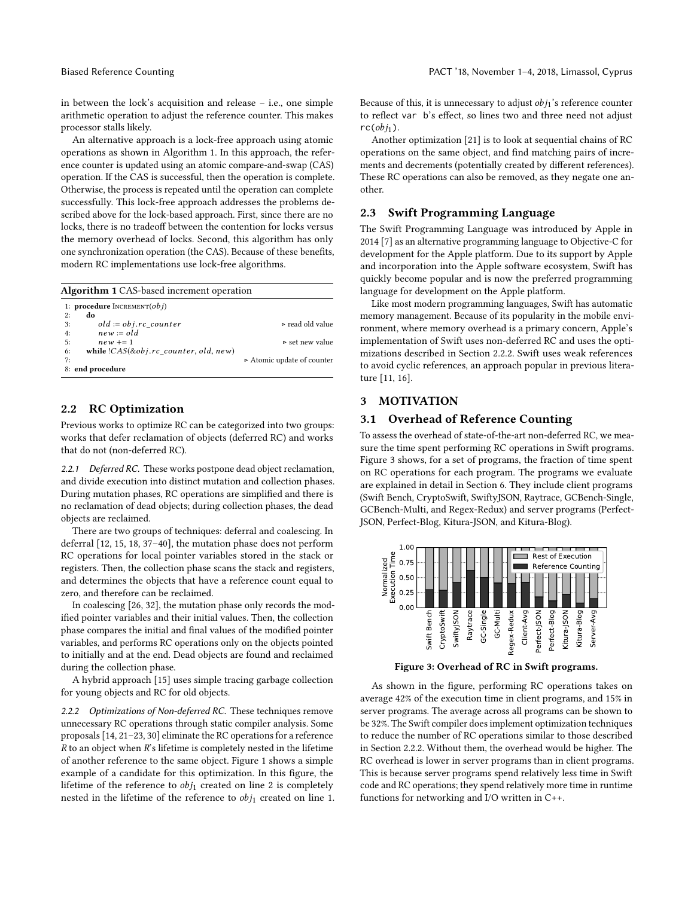in between the lock's acquisition and release – i.e., one simple arithmetic operation to adjust the reference counter. This makes processor stalls likely.

An alternative approach is a lock-free approach using atomic operations as shown in Algorithm 1. In this approach, the reference counter is updated using an atomic compare-and-swap (CAS) operation. If the CAS is successful, then the operation is complete. Otherwise, the process is repeated until the operation can complete successfully. This lock-free approach addresses the problems described above for the lock-based approach. First, since there are no locks, there is no tradeoff between the contention for locks versus the memory overhead of locks. Second, this algorithm has only one synchronization operation (the CAS). Because of these benefits, modern RC implementations use lock-free algorithms.

**Algorithm 1** CAS-based increment operation

```
1: procedure Increment(obj)
2:   do
3:     old := obj.rc_counter                      ▷ read old value
4:     new := old
5:     new += 1                                   ▷ set new value
6:   while !CAS(&obj.rc_counter, old, new)
7:                                                ▷ Atomic update of counter
8: end procedure
```

## 2.2 RC Optimization

Previous works to optimize RC can be categorized into two groups: works that defer reclamation of objects (deferred RC) and works that do not (non-deferred RC).

*2.2.1 Deferred RC.* These works postpone dead object reclamation, and divide execution into distinct mutation and collection phases. During mutation phases, RC operations are simplified and there is no reclamation of dead objects; during collection phases, the dead objects are reclaimed.

There are two groups of techniques: deferral and coalescing. In deferral [12, 15, 18, 37–40], the mutation phase does not perform RC operations for local pointer variables stored in the stack or registers. Then, the collection phase scans the stack and registers, and determines the objects that have a reference count equal to zero, and therefore can be reclaimed.

In coalescing [26, 32], the mutation phase only records the modified pointer variables and their initial values. Then, the collection phase compares the initial and final values of the modified pointer variables, and performs RC operations only on the objects pointed to initially and at the end. Dead objects are found and reclaimed during the collection phase.

A hybrid approach [15] uses simple tracing garbage collection for young objects and RC for old objects.

*2.2.2 Optimizations of Non-deferred RC.* These techniques remove unnecessary RC operations through static compiler analysis. Some proposals [14, 21–23, 30] eliminate the RC operations for a reference $R$ to an object when $R$'s lifetime is completely nested in the lifetime of another reference to the same object. Figure 1 shows a simple example of a candidate for this optimization. In this figure, the lifetime of the reference to $obj_1$ created on line 2 is completely nested in the lifetime of the reference to $obj_1$ created on line 1. Because of this, it is unnecessary to adjust $obj_1$'s reference counter to reflect `var b`'s effect, so lines two and three need not adjust `rc(`$obj_1$`)`.

Another optimization [21] is to look at sequential chains of RC operations on the same object, and find matching pairs of increments and decrements (potentially created by different references). These RC operations can also be removed, as they negate one another.

## 2.3 Swift Programming Language

The Swift Programming Language was introduced by Apple in 2014 [7] as an alternative programming language to Objective-C for development for the Apple platform. Due to its support by Apple and incorporation into the Apple software ecosystem, Swift has quickly become popular and is now the preferred programming language for development on the Apple platform.

Like most modern programming languages, Swift has automatic memory management. Because of its popularity in the mobile environment, where memory overhead is a primary concern, Apple's implementation of Swift uses non-deferred RC and uses the optimizations described in Section 2.2.2. Swift uses weak references to avoid cyclic references, an approach popular in previous literature [11, 16].

# 3 MOTIVATION

## 3.1 Overhead of Reference Counting

To assess the overhead of state-of-the-art non-deferred RC, we measure the time spent performing RC operations in Swift programs. Figure 3 shows, for a set of programs, the fraction of time spent on RC operations for each program. The programs we evaluate are explained in detail in Section 6. They include client programs (Swift Bench, CryptoSwift, SwiftyJSON, Raytrace, GCBench-Single, GCBench-Multi, and Regex-Redux) and server programs (Perfect-JSON, Perfect-Blog, Kitura-JSON, and Kitura-Blog).

**Figure 3: Overhead of RC in Swift programs.**

As shown in the figure, performing RC operations takes on average 42% of the execution time in client programs, and 15% in server programs. The average across all programs can be shown to be 32%. The Swift compiler does implement optimization techniques to reduce the number of RC operations similar to those described in Section 2.2.2. Without them, the overhead would be higher. The RC overhead is lower in server programs than in client programs. This is because server programs spend relatively less time in Swift code and RC operations; they spend relatively more time in runtime functions for networking and I/O written in C++.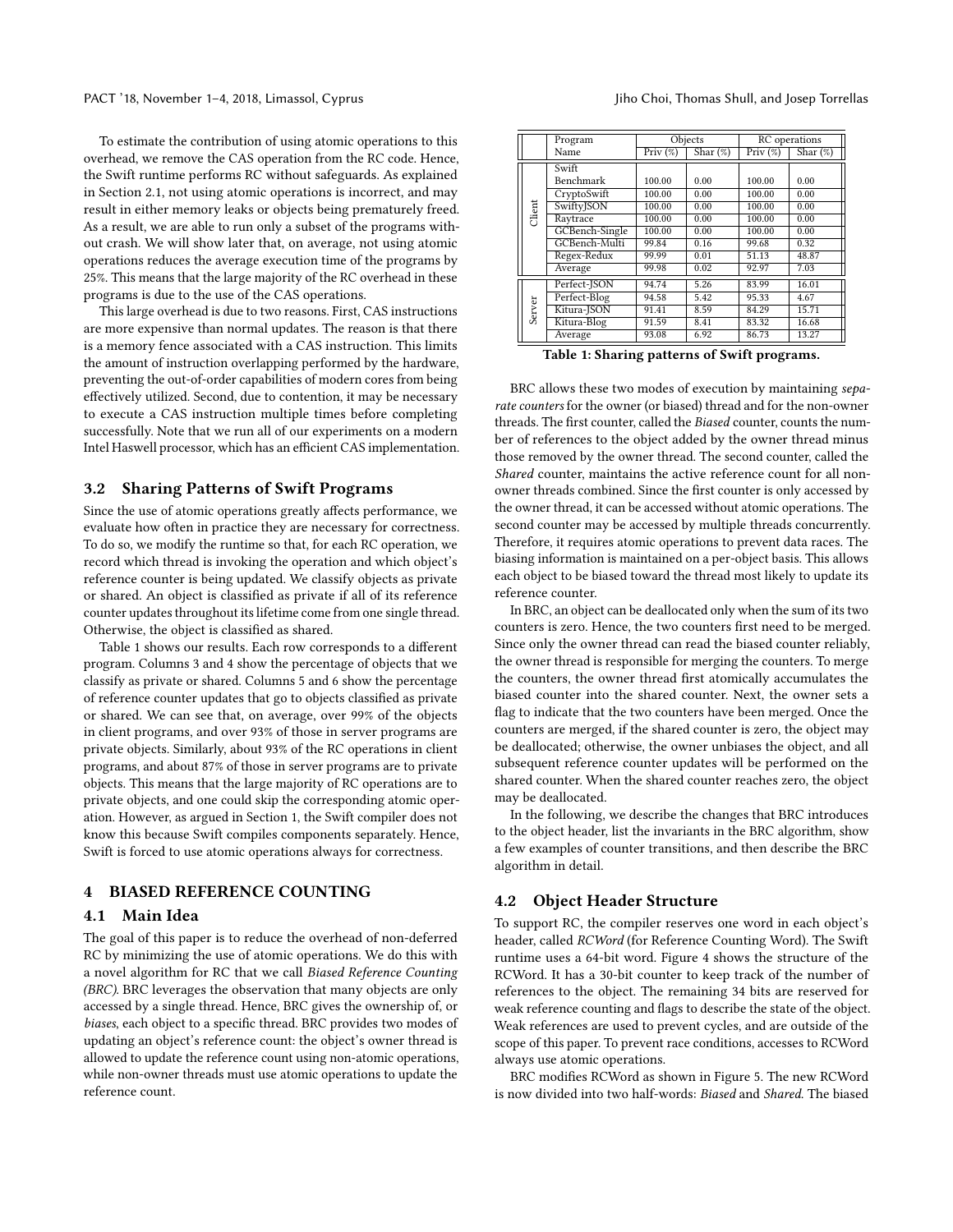To estimate the contribution of using atomic operations to this overhead, we remove the CAS operation from the RC code. Hence, the Swift runtime performs RC without safeguards. As explained in Section 2.1, not using atomic operations is incorrect, and may result in either memory leaks or objects being prematurely freed. As a result, we are able to run only a subset of the programs without crash. We will show later that, on average, not using atomic operations reduces the average execution time of the programs by 25%. This means that the large majority of the RC overhead in these programs is due to the use of the CAS operations.

This large overhead is due to two reasons. First, CAS instructions are more expensive than normal updates. The reason is that there is a memory fence associated with a CAS instruction. This limits the amount of instruction overlapping performed by the hardware, preventing the out-of-order capabilities of modern cores from being effectively utilized. Second, due to contention, it may be necessary to execute a CAS instruction multiple times before completing successfully. Note that we run all of our experiments on a modern Intel Haswell processor, which has an efficient CAS implementation.

## 3.2 Sharing Patterns of Swift Programs

Since the use of atomic operations greatly affects performance, we evaluate how often in practice they are necessary for correctness. To do so, we modify the runtime so that, for each RC operation, we record which thread is invoking the operation and which object's reference counter is being updated. We classify objects as private or shared. An object is classified as private if all of its reference counter updates throughout its lifetime come from one single thread. Otherwise, the object is classified as shared.

Table 1 shows our results. Each row corresponds to a different program. Columns 3 and 4 show the percentage of objects that we classify as private or shared. Columns 5 and 6 show the percentage of reference counter updates that go to objects classified as private or shared. We can see that, on average, over 99% of the objects in client programs, and over 93% of those in server programs are private objects. Similarly, about 93% of the RC operations in client programs, and about 87% of those in server programs are to private objects. This means that the large majority of RC operations are to private objects, and one could skip the corresponding atomic operation. However, as argued in Section 1, the Swift compiler does not know this because Swift compiles components separately. Hence, Swift is forced to use atomic operations always for correctness.

| | Program | Objects | | RC operations | |
|---|---|---|---|---|---|
| | Name | Priv (%) | Shar (%) | Priv (%) | Shar (%) |
| Client | Swift Benchmark | 100.00 | 0.00 | 100.00 | 0.00 |
| | CryptoSwift | 100.00 | 0.00 | 100.00 | 0.00 |
| | SwiftyJSON | 100.00 | 0.00 | 100.00 | 0.00 |
| | Raytrace | 100.00 | 0.00 | 100.00 | 0.00 |
| | GCBench-Single | 100.00 | 0.00 | 100.00 | 0.00 |
| | GCBench-Multi | 99.84 | 0.16 | 99.68 | 0.32 |
| | Regex-Redux | 99.99 | 0.01 | 51.13 | 48.87 |
| | Average | 99.98 | 0.02 | 92.97 | 7.03 |
| Server | Perfect-JSON | 94.74 | 5.26 | 83.99 | 16.01 |
| | Perfect-Blog | 94.58 | 5.42 | 95.33 | 4.67 |
| | Kitura-JSON | 91.41 | 8.59 | 84.29 | 15.71 |
| | Kitura-Blog | 91.59 | 8.41 | 83.32 | 16.68 |
| | Average | 93.08 | 6.92 | 86.73 | 13.27 |

Table 1: Sharing patterns of Swift programs.

# 4 BIASED REFERENCE COUNTING

## 4.1 Main Idea

The goal of this paper is to reduce the overhead of non-deferred RC by minimizing the use of atomic operations. We do this with a novel algorithm for RC that we call *Biased Reference Counting (BRC)*. BRC leverages the observation that many objects are only accessed by a single thread. Hence, BRC gives the ownership of, or *biases*, each object to a specific thread. BRC provides two modes of updating an object's reference count: the object's owner thread is allowed to update the reference count using non-atomic operations, while non-owner threads must use atomic operations to update the reference count.

BRC allows these two modes of execution by maintaining *separate counters* for the owner (or biased) thread and for the non-owner threads. The first counter, called the *Biased* counter, counts the number of references to the object added by the owner thread minus those removed by the owner thread. The second counter, called the *Shared* counter, maintains the active reference count for all non-owner threads combined. Since the first counter is only accessed by the owner thread, it can be accessed without atomic operations. The second counter may be accessed by multiple threads concurrently. Therefore, it requires atomic operations to prevent data races. The biasing information is maintained on a per-object basis. This allows each object to be biased toward the thread most likely to update its reference counter.

In BRC, an object can be deallocated only when the sum of its two counters is zero. Hence, the two counters first need to be merged. Since only the owner thread can read the biased counter reliably, the owner thread is responsible for merging the counters. To merge the counters, the owner thread first atomically accumulates the biased counter into the shared counter. Next, the owner sets a flag to indicate that the two counters have been merged. Once the counters are merged, if the shared counter is zero, the object may be deallocated; otherwise, the owner unbiases the object, and all subsequent reference counter updates will be performed on the shared counter. When the shared counter reaches zero, the object may be deallocated.

In the following, we describe the changes that BRC introduces to the object header, list the invariants in the BRC algorithm, show a few examples of counter transitions, and then describe the BRC algorithm in detail.

## 4.2 Object Header Structure

To support RC, the compiler reserves one word in each object's header, called *RCWord* (for Reference Counting Word). The Swift runtime uses a 64-bit word. Figure 4 shows the structure of the RCWord. It has a 30-bit counter to keep track of the number of references to the object. The remaining 34 bits are reserved for weak reference counting and flags to describe the state of the object. Weak references are used to prevent cycles, and are outside of the scope of this paper. To prevent race conditions, accesses to RCWord always use atomic operations.

BRC modifies RCWord as shown in Figure 5. The new RCWord is now divided into two half-words: *Biased* and *Shared*. The biased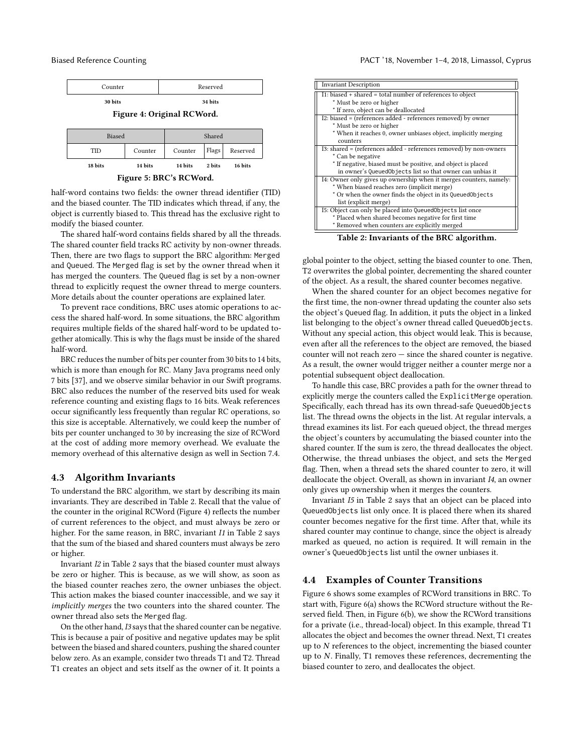| Counter | Reserved |
|---|---|
| 30 bits | 34 bits |

**Figure 4: Original RCWord.**

| Biased | | Shared | | |
|---|---|---|---|---|
| TID | Counter | Counter | Flags | Reserved |
| 18 bits | 14 bits | 14 bits | 2 bits | 16 bits |

**Figure 5: BRC's RCWord.**

half-word contains two fields: the owner thread identifier (TID) and the biased counter. The TID indicates which thread, if any, the object is currently biased to. This thread has the exclusive right to modify the biased counter.

The shared half-word contains fields shared by all the threads. The shared counter field tracks RC activity by non-owner threads. Then, there are two flags to support the BRC algorithm: `Merged` and `Queued`. The `Merged` flag is set by the owner thread when it has merged the counters. The `Queued` flag is set by a non-owner thread to explicitly request the owner thread to merge counters. More details about the counter operations are explained later.

To prevent race conditions, BRC uses atomic operations to access the shared half-word. In some situations, the BRC algorithm requires multiple fields of the shared half-word to be updated together atomically. This is why the flags must be inside of the shared half-word.

BRC reduces the number of bits per counter from 30 bits to 14 bits, which is more than enough for RC. Many Java programs need only 7 bits [37], and we observe similar behavior in our Swift programs. BRC also reduces the number of the reserved bits used for weak reference counting and existing flags to 16 bits. Weak references occur significantly less frequently than regular RC operations, so this size is acceptable. Alternatively, we could keep the number of bits per counter unchanged to 30 by increasing the size of RCWord at the cost of adding more memory overhead. We evaluate the memory overhead of this alternative design as well in Section 7.4.

### 4.3 Algorithm Invariants

To understand the BRC algorithm, we start by describing its main invariants. They are described in Table 2. Recall that the value of the counter in the original RCWord (Figure 4) reflects the number of current references to the object, and must always be zero or higher. For the same reason, in BRC, invariant *I1* in Table 2 says that the sum of the biased and shared counters must always be zero or higher.

Invariant *I2* in Table 2 says that the biased counter must always be zero or higher. This is because, as we will show, as soon as the biased counter reaches zero, the owner unbiases the object. This action makes the biased counter inaccessible, and we say it *implicitly merges* the two counters into the shared counter. The owner thread also sets the `Merged` flag.

On the other hand, *I3* says that the shared counter can be negative. This is because a pair of positive and negative updates may be split between the biased and shared counters, pushing the shared counter below zero. As an example, consider two threads T1 and T2. Thread T1 creates an object and sets itself as the owner of it. It points a global pointer to the object, setting the biased counter to one. Then, T2 overwrites the global pointer, decrementing the shared counter of the object. As a result, the shared counter becomes negative.

| Invariant Description |
|---|
| I1: biased + shared = total number of references to object<br>* Must be zero or higher<br>* If zero, object can be deallocated |
| I2: biased = (references added - references removed) by owner<br>* Must be zero or higher<br>* When it reaches 0, owner unbiases object, implicitly merging counters |
| I3: shared = (references added - references removed) by non-owners<br>* Can be negative<br>* If negative, biased must be positive, and object is placed in owner's `QueuedObjects` list so that owner can unbias it |
| I4: Owner only gives up ownership when it merges counters, namely:<br>* When biased reaches zero (implicit merge)<br>* Or when the owner finds the object in its `QueuedObjects` list (explicit merge) |
| I5: Object can only be placed into `QueuedObjects` list once<br>* Placed when shared becomes negative for first time<br>* Removed when counters are explicitly merged |

**Table 2: Invariants of the BRC algorithm.**

When the shared counter for an object becomes negative for the first time, the non-owner thread updating the counter also sets the object's `Queued` flag. In addition, it puts the object in a linked list belonging to the object's owner thread called `QueuedObjects`. Without any special action, this object would leak. This is because, even after all the references to the object are removed, the biased counter will not reach zero — since the shared counter is negative. As a result, the owner would trigger neither a counter merge nor a potential subsequent object deallocation.

To handle this case, BRC provides a path for the owner thread to explicitly merge the counters called the `ExplicitMerge` operation. Specifically, each thread has its own thread-safe `QueuedObjects` list. The thread owns the objects in the list. At regular intervals, a thread examines its list. For each queued object, the thread merges the object's counters by accumulating the biased counter into the shared counter. If the sum is zero, the thread deallocates the object. Otherwise, the thread unbiases the object, and sets the `Merged` flag. Then, when a thread sets the shared counter to zero, it will deallocate the object. Overall, as shown in invariant *I4*, an owner only gives up ownership when it merges the counters.

Invariant *I5* in Table 2 says that an object can be placed into `QueuedObjects` list only once. It is placed there when its shared counter becomes negative for the first time. After that, while its shared counter may continue to change, since the object is already marked as queued, no action is required. It will remain in the owner's `QueuedObjects` list until the owner unbiases it.

### 4.4 Examples of Counter Transitions

Figure 6 shows some examples of RCWord transitions in BRC. To start with, Figure 6(a) shows the RCWord structure without the Reserved field. Then, in Figure 6(b), we show the RCWord transitions for a private (i.e., thread-local) object. In this example, thread T1 allocates the object and becomes the owner thread. Next, T1 creates up to $N$ references to the object, incrementing the biased counter up to $N$. Finally, T1 removes these references, decrementing the biased counter to zero, and deallocates the object.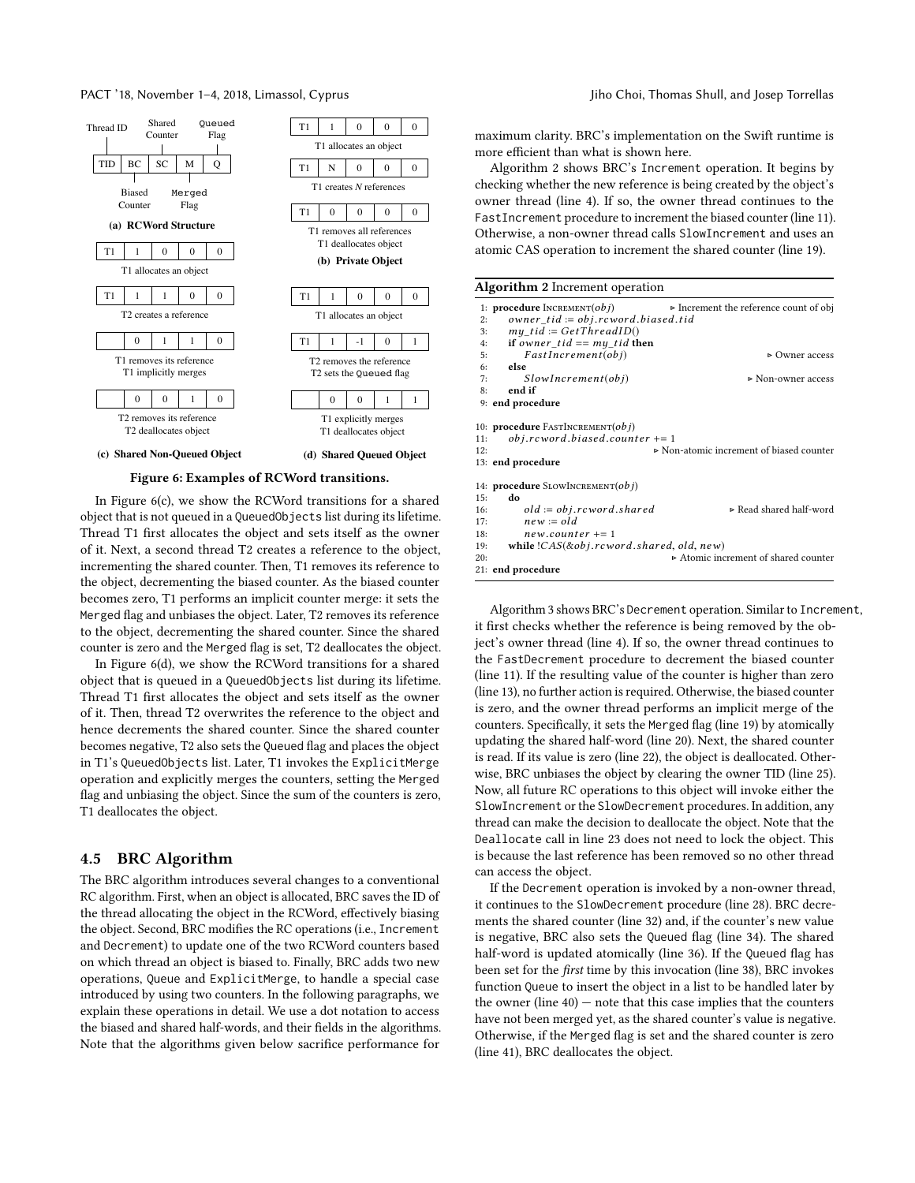| Thread ID | Shared Counter | | | Queued Flag |
|---|---|---|---|---|
| TID | BC | SC | M | Q |
| | Biased Counter | | Merged Flag | |

**(a) RCWord Structure**

| | | | | |
|---|---|---|---|---|
| T1 | 1 | 0 | 0 | 0 |

T1 allocates an object

| | | | | |
|---|---|---|---|---|
| T1 | 1 | 1 | 0 | 0 |

T2 creates a reference

| | | | | |
|---|---|---|---|---|
| | 0 | 1 | 1 | 0 |

T1 removes its reference
T1 implicitly merges

| | | | | |
|---|---|---|---|---|
| | 0 | 0 | 1 | 0 |

T2 removes its reference
T2 deallocates object

**(c) Shared Non-Queued Object**

| | | | | |
|---|---|---|---|---|
| T1 | 1 | 0 | 0 | 0 |

T1 allocates an object

| | | | | |
|---|---|---|---|---|
| T1 | N | 0 | 0 | 0 |

T1 creates *N* references

| | | | | |
|---|---|---|---|---|
| T1 | 0 | 0 | 0 | 0 |

T1 removes all references
T1 deallocates object

**(b) Private Object**

| | | | | |
|---|---|---|---|---|
| T1 | 1 | 0 | 0 | 0 |

T1 allocates an object

| | | | | |
|---|---|---|---|---|
| T1 | 1 | -1 | 0 | 1 |

T2 removes the reference
T2 sets the Queued flag

| | | | | |
|---|---|---|---|---|
| | 0 | 0 | 1 | 1 |

T1 explicitly merges
T1 deallocates object

**(d) Shared Queued Object**

**Figure 6: Examples of RCWord transitions.**

In Figure 6(c), we show the RCWord transitions for a shared object that is not queued in a QueuedObjects list during its lifetime. Thread T1 first allocates the object and sets itself as the owner of it. Next, a second thread T2 creates a reference to the object, incrementing the shared counter. Then, T1 removes its reference to the object, decrementing the biased counter. As the biased counter becomes zero, T1 performs an implicit counter merge: it sets the Merged flag and unbiases the object. Later, T2 removes its reference to the object, decrementing the shared counter. Since the shared counter is zero and the Merged flag is set, T2 deallocates the object.

In Figure 6(d), we show the RCWord transitions for a shared object that is queued in a QueuedObjects list during its lifetime. Thread T1 first allocates the object and sets itself as the owner of it. Then, thread T2 overwrites the reference to the object and hence decrements the shared counter. Since the shared counter becomes negative, T2 also sets the Queued flag and places the object in T1's QueuedObjects list. Later, T1 invokes the ExplicitMerge operation and explicitly merges the counters, setting the Merged flag and unbiasing the object. Since the sum of the counters is zero, T1 deallocates the object.

## 4.5 BRC Algorithm

The BRC algorithm introduces several changes to a conventional RC algorithm. First, when an object is allocated, BRC saves the ID of the thread allocating the object in the RCWord, effectively biasing the object. Second, BRC modifies the RC operations (i.e., Increment and Decrement) to update one of the two RCWord counters based on which thread an object is biased to. Finally, BRC adds two new operations, Queue and ExplicitMerge, to handle a special case introduced by using two counters. In the following paragraphs, we explain these operations in detail. We use a dot notation to access the biased and shared half-words, and their fields in the algorithms. Note that the algorithms given below sacrifice performance for maximum clarity. BRC's implementation on the Swift runtime is more efficient than what is shown here.

Algorithm 2 shows BRC's Increment operation. It begins by checking whether the new reference is being created by the object's owner thread (line 4). If so, the owner thread continues to the FastIncrement procedure to increment the biased counter (line 11). Otherwise, a non-owner thread calls SlowIncrement and uses an atomic CAS operation to increment the shared counter (line 19).

**Algorithm 2** Increment operation

```
1:  procedure INCREMENT(obj)            ▷ Increment the reference count of obj
2:      owner_tid := obj.rcword.biased.tid
3:      my_tid := GetThreadID()
4:      if owner_tid == my_tid then
5:          FastIncrement(obj)                              ▷ Owner access
6:      else
7:          SlowIncrement(obj)                          ▷ Non-owner access
8:      end if
9:  end procedure

10: procedure FASTINCREMENT(obj)
11:     obj.rcword.biased.counter += 1
12:                                  ▷ Non-atomic increment of biased counter
13: end procedure

14: procedure SLOWINCREMENT(obj)
15:     do
16:         old := obj.rcword.shared                ▷ Read shared half-word
17:         new := old
18:         new.counter += 1
19:     while !CAS(&obj.rcword.shared, old, new)
20:                                    ▷ Atomic increment of shared counter
21: end procedure
```

Algorithm 3 shows BRC's Decrement operation. Similar to Increment, it first checks whether the reference is being removed by the object's owner thread (line 4). If so, the owner thread continues to the FastDecrement procedure to decrement the biased counter (line 11). If the resulting value of the counter is higher than zero (line 13), no further action is required. Otherwise, the biased counter is zero, and the owner thread performs an implicit merge of the counters. Specifically, it sets the Merged flag (line 19) by atomically updating the shared half-word (line 20). Next, the shared counter is read. If its value is zero (line 22), the object is deallocated. Otherwise, BRC unbiases the object by clearing the owner TID (line 25). Now, all future RC operations to this object will invoke either the SlowIncrement or the SlowDecrement procedures. In addition, any thread can make the decision to deallocate the object. Note that the Deallocate call in line 23 does not need to lock the object. This is because the last reference has been removed so no other thread can access the object.

If the Decrement operation is invoked by a non-owner thread, it continues to the SlowDecrement procedure (line 28). BRC decrements the shared counter (line 32) and, if the counter's new value is negative, BRC also sets the Queued flag (line 34). The shared half-word is updated atomically (line 36). If the Queued flag has been set for the *first* time by this invocation (line 38), BRC invokes function Queue to insert the object in a list to be handled later by the owner (line 40) — note that this case implies that the counters have not been merged yet, as the shared counter's value is negative. Otherwise, if the Merged flag is set and the shared counter is zero (line 41), BRC deallocates the object.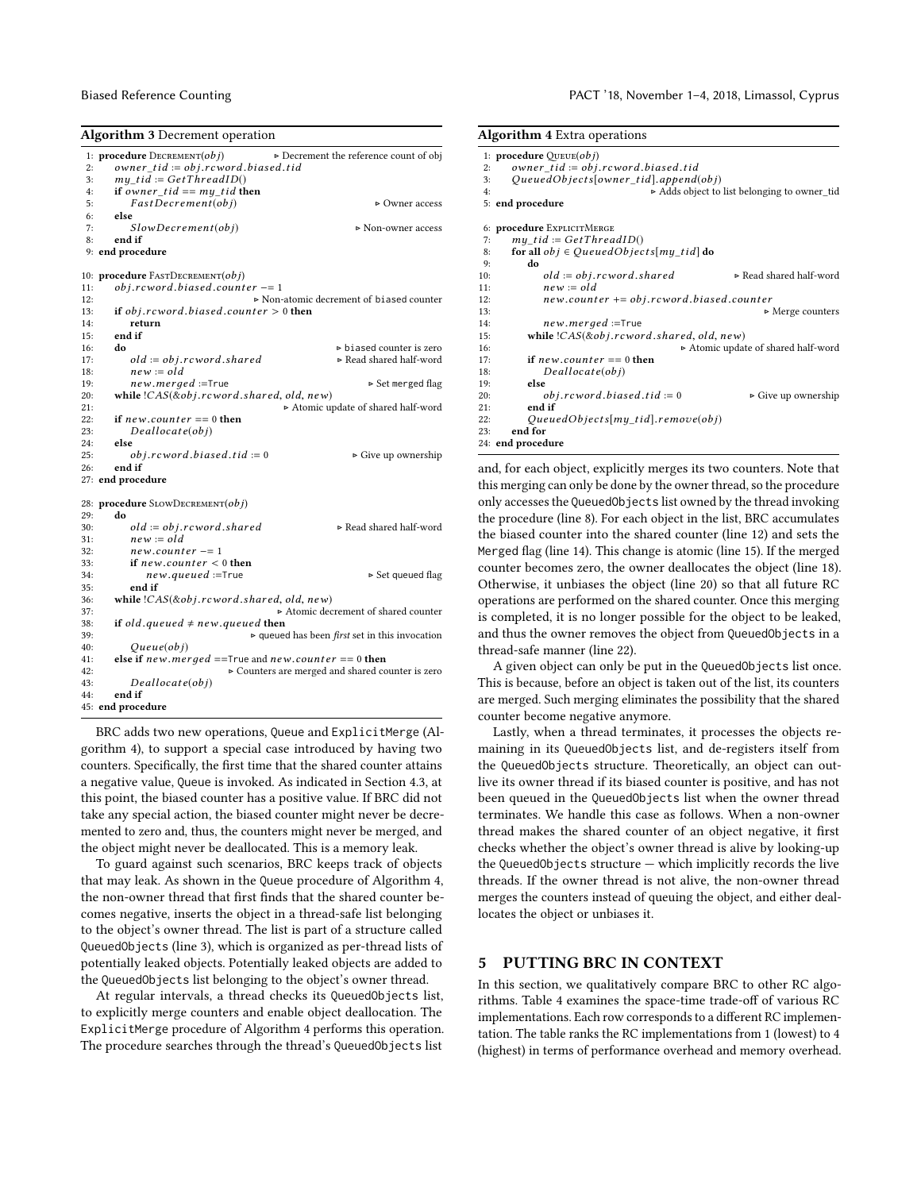**Algorithm 3** Decrement operation

```
 1: procedure Decrement(obj)                    ▷ Decrement the reference count of obj
 2:     owner_tid := obj.rcword.biased.tid
 3:     my_tid := GetThreadID()
 4:     if owner_tid == my_tid then
 5:         FastDecrement(obj)                                    ▷ Owner access
 6:     else
 7:         SlowDecrement(obj)                                ▷ Non-owner access
 8:     end if
 9: end procedure

10: procedure FastDecrement(obj)
11:     obj.rcword.biased.counter −= 1
12:                                   ▷ Non-atomic decrement of biased counter
13:     if obj.rcword.biased.counter > 0 then
14:         return
15:     end if
16:     do                                             ▷ biased counter is zero
17:         old := obj.rcword.shared                  ▷ Read shared half-word
18:         new := old
19:         new.merged :=True                              ▷ Set merged flag
20:     while !CAS(&obj.rcword.shared, old, new)
21:                                      ▷ Atomic update of shared half-word
22:     if new.counter == 0 then
23:         Deallocate(obj)
24:     else
25:         obj.rcword.biased.tid := 0                     ▷ Give up ownership
26:     end if
27: end procedure

28: procedure SlowDecrement(obj)
29:     do
30:         old := obj.rcword.shared                  ▷ Read shared half-word
31:         new := old
32:         new.counter −= 1
33:         if new.counter < 0 then
34:             new.queued :=True                          ▷ Set queued flag
35:         end if
36:     while !CAS(&obj.rcword.shared, old, new)
37:                                      ▷ Atomic decrement of shared counter
38:     if old.queued ≠ new.queued then
39:                                ▷ queued has been first set in this invocation
40:         Queue(obj)
41:     else if new.merged ==True and new.counter == 0 then
42:                          ▷ Counters are merged and shared counter is zero
43:         Deallocate(obj)
44:     end if
45: end procedure
```

BRC adds two new operations, Queue and ExplicitMerge (Algorithm 4), to support a special case introduced by having two counters. Specifically, the first time that the shared counter attains a negative value, Queue is invoked. As indicated in Section 4.3, at this point, the biased counter has a positive value. If BRC did not take any special action, the biased counter might never be decremented to zero and, thus, the counters might never be merged, and the object might never be deallocated. This is a memory leak.

To guard against such scenarios, BRC keeps track of objects that may leak. As shown in the Queue procedure of Algorithm 4, the non-owner thread that first finds that the shared counter becomes negative, inserts the object in a thread-safe list belonging to the object's owner thread. The list is part of a structure called QueuedObjects (line 3), which is organized as per-thread lists of potentially leaked objects. Potentially leaked objects are added to the QueuedObjects list belonging to the object's owner thread.

At regular intervals, a thread checks its QueuedObjects list, to explicitly merge counters and enable object deallocation. The ExplicitMerge procedure of Algorithm 4 performs this operation. The procedure searches through the thread's QueuedObjects list

**Algorithm 4** Extra operations

```
 1: procedure Queue(obj)
 2:     owner_tid := obj.rcword.biased.tid
 3:     QueuedObjects[owner_tid].append(obj)
 4:                          ▷ Adds object to list belonging to owner_tid
 5: end procedure

 6: procedure ExplicitMerge
 7:     my_tid := GetThreadID()
 8:     for all obj ∈ QueuedObjects[my_tid] do
 9:         do
10:             old := obj.rcword.shared              ▷ Read shared half-word
11:             new := old
12:             new.counter += obj.rcword.biased.counter
13:                                                         ▷ Merge counters
14:             new.merged :=True
15:         while !CAS(&obj.rcword.shared, old, new)
16:                                      ▷ Atomic update of shared half-word
17:         if new.counter == 0 then
18:             Deallocate(obj)
19:         else
20:             obj.rcword.biased.tid := 0                 ▷ Give up ownership
21:         end if
22:         QueuedObjects[my_tid].remove(obj)
23:     end for
24: end procedure
```

and, for each object, explicitly merges its two counters. Note that this merging can only be done by the owner thread, so the procedure only accesses the QueuedObjects list owned by the thread invoking the procedure (line 8). For each object in the list, BRC accumulates the biased counter into the shared counter (line 12) and sets the Merged flag (line 14). This change is atomic (line 15). If the merged counter becomes zero, the owner deallocates the object (line 18). Otherwise, it unbiases the object (line 20) so that all future RC operations are performed on the shared counter. Once this merging is completed, it is no longer possible for the object to be leaked, and thus the owner removes the object from QueuedObjects in a thread-safe manner (line 22).

A given object can only be put in the QueuedObjects list once. This is because, before an object is taken out of the list, its counters are merged. Such merging eliminates the possibility that the shared counter become negative anymore.

Lastly, when a thread terminates, it processes the objects remaining in its QueuedObjects list, and de-registers itself from the QueuedObjects structure. Theoretically, an object can outlive its owner thread if its biased counter is positive, and has not been queued in the QueuedObjects list when the owner thread terminates. We handle this case as follows. When a non-owner thread makes the shared counter of an object negative, it first checks whether the object's owner thread is alive by looking-up the QueuedObjects structure — which implicitly records the live threads. If the owner thread is not alive, the non-owner thread merges the counters instead of queuing the object, and either deallocates the object or unbiases it.

## 5 PUTTING BRC IN CONTEXT

In this section, we qualitatively compare BRC to other RC algorithms. Table 4 examines the space-time trade-off of various RC implementations. Each row corresponds to a different RC implementation. The table ranks the RC implementations from 1 (lowest) to 4 (highest) in terms of performance overhead and memory overhead.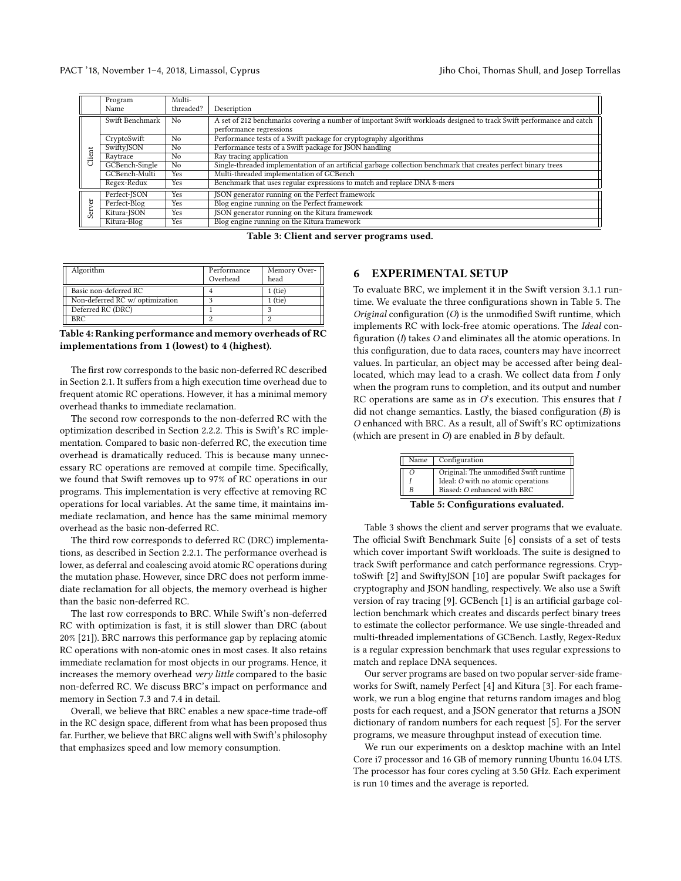| | Program Name | Multi-threaded? | Description |
|---|---|---|---|
| Client | Swift Benchmark | No | A set of 212 benchmarks covering a number of important Swift workloads designed to track Swift performance and catch performance regressions |
| | CryptoSwift | No | Performance tests of a Swift package for cryptography algorithms |
| | SwiftyJSON | No | Performance tests of a Swift package for JSON handling |
| | Raytrace | No | Ray tracing application |
| | GCBench-Single | No | Single-threaded implementation of an artificial garbage collection benchmark that creates perfect binary trees |
| | GCBench-Multi | Yes | Multi-threaded implementation of GCBench |
| | Regex-Redux | Yes | Benchmark that uses regular expressions to match and replace DNA 8-mers |
| Server | Perfect-JSON | Yes | JSON generator running on the Perfect framework |
| | Perfect-Blog | Yes | Blog engine running on the Perfect framework |
| | Kitura-JSON | Yes | JSON generator running on the Kitura framework |
| | Kitura-Blog | Yes | Blog engine running on the Kitura framework |

**Table 3: Client and server programs used.**

| Algorithm | Performance Overhead | Memory Overhead |
|---|---|---|
| Basic non-deferred RC | 4 | 1 (tie) |
| Non-deferred RC w/ optimization | 3 | 1 (tie) |
| Deferred RC (DRC) | 1 | 3 |
| BRC | 2 | 2 |

**Table 4: Ranking performance and memory overheads of RC implementations from 1 (lowest) to 4 (highest).**

The first row corresponds to the basic non-deferred RC described in Section 2.1. It suffers from a high execution time overhead due to frequent atomic RC operations. However, it has a minimal memory overhead thanks to immediate reclamation.

The second row corresponds to the non-deferred RC with the optimization described in Section 2.2.2. This is Swift's RC implementation. Compared to basic non-deferred RC, the execution time overhead is dramatically reduced. This is because many unnecessary RC operations are removed at compile time. Specifically, we found that Swift removes up to 97% of RC operations in our programs. This implementation is very effective at removing RC operations for local variables. At the same time, it maintains immediate reclamation, and hence has the same minimal memory overhead as the basic non-deferred RC.

The third row corresponds to deferred RC (DRC) implementations, as described in Section 2.2.1. The performance overhead is lower, as deferral and coalescing avoid atomic RC operations during the mutation phase. However, since DRC does not perform immediate reclamation for all objects, the memory overhead is higher than the basic non-deferred RC.

The last row corresponds to BRC. While Swift's non-deferred RC with optimization is fast, it is still slower than DRC (about 20% [21]). BRC narrows this performance gap by replacing atomic RC operations with non-atomic ones in most cases. It also retains immediate reclamation for most objects in our programs. Hence, it increases the memory overhead *very little* compared to the basic non-deferred RC. We discuss BRC's impact on performance and memory in Section 7.3 and 7.4 in detail.

Overall, we believe that BRC enables a new space-time trade-off in the RC design space, different from what has been proposed thus far. Further, we believe that BRC aligns well with Swift's philosophy that emphasizes speed and low memory consumption.

## 6 EXPERIMENTAL SETUP

To evaluate BRC, we implement it in the Swift version 3.1.1 runtime. We evaluate the three configurations shown in Table 5. The *Original* configuration (*O*) is the unmodified Swift runtime, which implements RC with lock-free atomic operations. The *Ideal* configuration (*I*) takes *O* and eliminates all the atomic operations. In this configuration, due to data races, counters may have incorrect values. In particular, an object may be accessed after being deallocated, which may lead to a crash. We collect data from *I* only when the program runs to completion, and its output and number RC operations are same as in *O*'s execution. This ensures that *I* did not change semantics. Lastly, the biased configuration (*B*) is *O* enhanced with BRC. As a result, all of Swift's RC optimizations (which are present in *O*) are enabled in *B* by default.

| Name | Configuration |
|---|---|
| *O* | Original: The unmodified Swift runtime |
| *I* | Ideal: *O* with no atomic operations |
| *B* | Biased: *O* enhanced with BRC |

**Table 5: Configurations evaluated.**

Table 3 shows the client and server programs that we evaluate. The official Swift Benchmark Suite [6] consists of a set of tests which cover important Swift workloads. The suite is designed to track Swift performance and catch performance regressions. CryptoSwift [2] and SwiftyJSON [10] are popular Swift packages for cryptography and JSON handling, respectively. We also use a Swift version of ray tracing [9]. GCBench [1] is an artificial garbage collection benchmark which creates and discards perfect binary trees to estimate the collector performance. We use single-threaded and multi-threaded implementations of GCBench. Lastly, Regex-Redux is a regular expression benchmark that uses regular expressions to match and replace DNA sequences.

Our server programs are based on two popular server-side frameworks for Swift, namely Perfect [4] and Kitura [3]. For each framework, we run a blog engine that returns random images and blog posts for each request, and a JSON generator that returns a JSON dictionary of random numbers for each request [5]. For the server programs, we measure throughput instead of execution time.

We run our experiments on a desktop machine with an Intel Core i7 processor and 16 GB of memory running Ubuntu 16.04 LTS. The processor has four cores cycling at 3.50 GHz. Each experiment is run 10 times and the average is reported.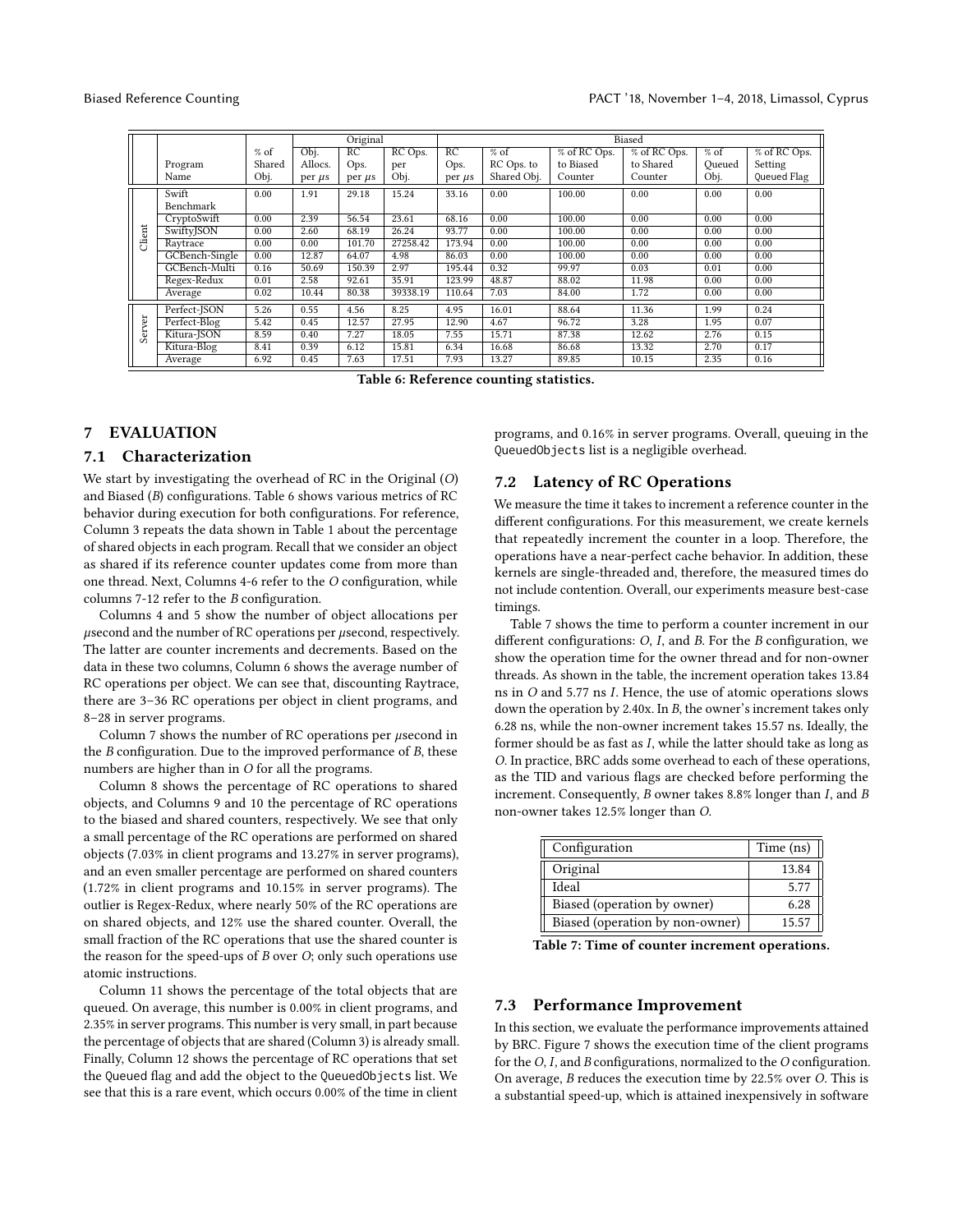| | Program Name | % of Shared Obj. | Original | | | Biased | | | | | |
|---|---|---|---|---|---|---|---|---|---|---|---|
| | | | Obj. Allocs. per $\mu$s | RC Ops. per $\mu$s | RC Ops. per Obj. | RC Ops. per $\mu$s | % of RC Ops. to Shared Obj. | % of RC Ops. to Biased Counter | % of RC Ops. to Shared Counter | % of Queued Obj. | % of RC Ops. Setting Queued Flag |
| Client | Swift Benchmark | 0.00 | 1.91 | 29.18 | 15.24 | 33.16 | 0.00 | 100.00 | 0.00 | 0.00 | 0.00 |
| | CryptoSwift | 0.00 | 2.39 | 56.54 | 23.61 | 68.16 | 0.00 | 100.00 | 0.00 | 0.00 | 0.00 |
| | SwiftyJSON | 0.00 | 2.60 | 68.19 | 26.24 | 93.77 | 0.00 | 100.00 | 0.00 | 0.00 | 0.00 |
| | Raytrace | 0.00 | 0.00 | 101.70 | 27258.42 | 173.94 | 0.00 | 100.00 | 0.00 | 0.00 | 0.00 |
| | GCBench-Single | 0.00 | 12.87 | 64.07 | 4.98 | 86.03 | 0.00 | 100.00 | 0.00 | 0.00 | 0.00 |
| | GCBench-Multi | 0.16 | 50.69 | 150.39 | 2.97 | 195.44 | 0.32 | 99.97 | 0.03 | 0.01 | 0.00 |
| | Regex-Redux | 0.01 | 2.58 | 92.61 | 35.91 | 123.99 | 48.87 | 88.02 | 11.98 | 0.00 | 0.00 |
| | Average | 0.02 | 10.44 | 80.38 | 39338.19 | 110.64 | 7.03 | 84.00 | 1.72 | 0.00 | 0.00 |
| Server | Perfect-JSON | 5.26 | 0.55 | 4.56 | 8.25 | 4.95 | 16.01 | 88.64 | 11.36 | 1.99 | 0.24 |
| | Perfect-Blog | 5.42 | 0.45 | 12.57 | 27.95 | 12.90 | 4.67 | 96.72 | 3.28 | 1.95 | 0.07 |
| | Kitura-JSON | 8.59 | 0.40 | 7.27 | 18.05 | 7.55 | 15.71 | 87.38 | 12.62 | 2.76 | 0.15 |
| | Kitura-Blog | 8.41 | 0.39 | 6.12 | 15.81 | 6.34 | 16.68 | 86.68 | 13.32 | 2.70 | 0.17 |
| | Average | 6.92 | 0.45 | 7.63 | 17.51 | 7.93 | 13.27 | 89.85 | 10.15 | 2.35 | 0.16 |

**Table 6: Reference counting statistics.**

## 7 EVALUATION

### 7.1 Characterization

We start by investigating the overhead of RC in the Original (*O*) and Biased (*B*) configurations. Table 6 shows various metrics of RC behavior during execution for both configurations. For reference, Column 3 repeats the data shown in Table 1 about the percentage of shared objects in each program. Recall that we consider an object as shared if its reference counter updates come from more than one thread. Next, Columns 4-6 refer to the *O* configuration, while columns 7-12 refer to the *B* configuration.

Columns 4 and 5 show the number of object allocations per $\mu$second and the number of RC operations per $\mu$second, respectively. The latter are counter increments and decrements. Based on the data in these two columns, Column 6 shows the average number of RC operations per object. We can see that, discounting Raytrace, there are 3–36 RC operations per object in client programs, and 8–28 in server programs.

Column 7 shows the number of RC operations per $\mu$second in the *B* configuration. Due to the improved performance of *B*, these numbers are higher than in *O* for all the programs.

Column 8 shows the percentage of RC operations to shared objects, and Columns 9 and 10 the percentage of RC operations to the biased and shared counters, respectively. We see that only a small percentage of the RC operations are performed on shared objects (7.03% in client programs and 13.27% in server programs), and an even smaller percentage are performed on shared counters (1.72% in client programs and 10.15% in server programs). The outlier is Regex-Redux, where nearly 50% of the RC operations are on shared objects, and 12% use the shared counter. Overall, the small fraction of the RC operations that use the shared counter is the reason for the speed-ups of *B* over *O*; only such operations use atomic instructions.

Column 11 shows the percentage of the total objects that are queued. On average, this number is 0.00% in client programs, and 2.35% in server programs. This number is very small, in part because the percentage of objects that are shared (Column 3) is already small. Finally, Column 12 shows the percentage of RC operations that set the Queued flag and add the object to the QueuedObjects list. We see that this is a rare event, which occurs 0.00% of the time in client programs, and 0.16% in server programs. Overall, queuing in the QueuedObjects list is a negligible overhead.

### 7.2 Latency of RC Operations

We measure the time it takes to increment a reference counter in the different configurations. For this measurement, we create kernels that repeatedly increment the counter in a loop. Therefore, the operations have a near-perfect cache behavior. In addition, these kernels are single-threaded and, therefore, the measured times do not include contention. Overall, our experiments measure best-case timings.

Table 7 shows the time to perform a counter increment in our different configurations: *O*, *I*, and *B*. For the *B* configuration, we show the operation time for the owner thread and for non-owner threads. As shown in the table, the increment operation takes 13.84 ns in *O* and 5.77 ns *I*. Hence, the use of atomic operations slows down the operation by 2.40x. In *B*, the owner's increment takes only 6.28 ns, while the non-owner increment takes 15.57 ns. Ideally, the former should be as fast as *I*, while the latter should take as long as *O*. In practice, BRC adds some overhead to each of these operations, as the TID and various flags are checked before performing the increment. Consequently, *B* owner takes 8.8% longer than *I*, and *B* non-owner takes 12.5% longer than *O*.

| Configuration | Time (ns) |
|---|---|
| Original | 13.84 |
| Ideal | 5.77 |
| Biased (operation by owner) | 6.28 |
| Biased (operation by non-owner) | 15.57 |

**Table 7: Time of counter increment operations.**

### 7.3 Performance Improvement

In this section, we evaluate the performance improvements attained by BRC. Figure 7 shows the execution time of the client programs for the *O*, *I*, and *B* configurations, normalized to the *O* configuration. On average, *B* reduces the execution time by 22.5% over *O*. This is a substantial speed-up, which is attained inexpensively in software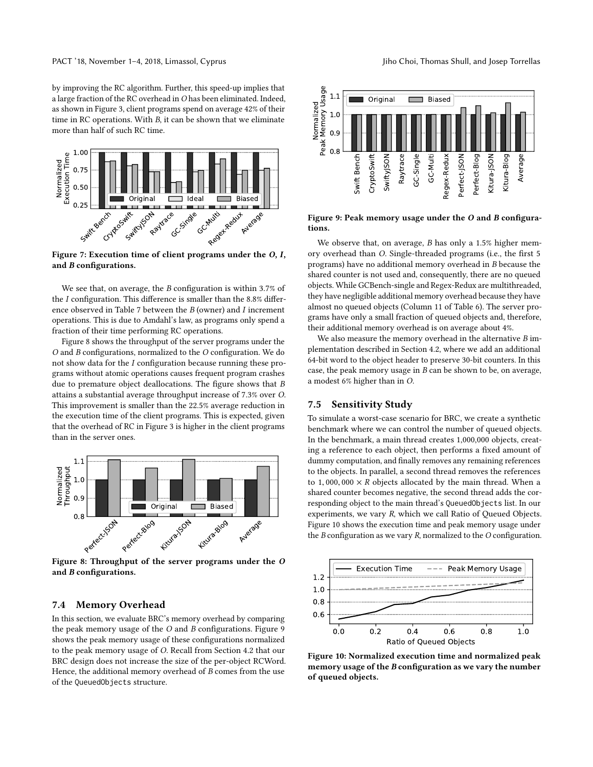by improving the RC algorithm. Further, this speed-up implies that a large fraction of the RC overhead in *O* has been eliminated. Indeed, as shown in Figure 3, client programs spend on average 42% of their time in RC operations. With *B*, it can be shown that we eliminate more than half of such RC time.

**Figure 7: Execution time of client programs under the *O*, *I*, and *B* configurations.**

We see that, on average, the *B* configuration is within 3.7% of the *I* configuration. This difference is smaller than the 8.8% difference observed in Table 7 between the *B* (owner) and *I* increment operations. This is due to Amdahl's law, as programs only spend a fraction of their time performing RC operations.

Figure 8 shows the throughput of the server programs under the *O* and *B* configurations, normalized to the *O* configuration. We do not show data for the *I* configuration because running these programs without atomic operations causes frequent program crashes due to premature object deallocations. The figure shows that *B* attains a substantial average throughput increase of 7.3% over *O*. This improvement is smaller than the 22.5% average reduction in the execution time of the client programs. This is expected, given that the overhead of RC in Figure 3 is higher in the client programs than in the server ones.

**Figure 8: Throughput of the server programs under the *O* and *B* configurations.**

## 7.4 Memory Overhead

In this section, we evaluate BRC's memory overhead by comparing the peak memory usage of the *O* and *B* configurations. Figure 9 shows the peak memory usage of these configurations normalized to the peak memory usage of *O*. Recall from Section 4.2 that our BRC design does not increase the size of the per-object RCWord. Hence, the additional memory overhead of *B* comes from the use of the `QueuedObjects` structure.

**Figure 9: Peak memory usage under the *O* and *B* configurations.**

We observe that, on average, *B* has only a 1.5% higher memory overhead than *O*. Single-threaded programs (i.e., the first 5 programs) have no additional memory overhead in *B* because the shared counter is not used and, consequently, there are no queued objects. While GCBench-single and Regex-Redux are multithreaded, they have negligible additional memory overhead because they have almost no queued objects (Column 11 of Table 6). The server programs have only a small fraction of queued objects and, therefore, their additional memory overhead is on average about 4%.

We also measure the memory overhead in the alternative *B* implementation described in Section 4.2, where we add an additional 64-bit word to the object header to preserve 30-bit counters. In this case, the peak memory usage in *B* can be shown to be, on average, a modest 6% higher than in *O*.

## 7.5 Sensitivity Study

To simulate a worst-case scenario for BRC, we create a synthetic benchmark where we can control the number of queued objects. In the benchmark, a main thread creates 1,000,000 objects, creating a reference to each object, then performs a fixed amount of dummy computation, and finally removes any remaining references to the objects. In parallel, a second thread removes the references to $1,000,000 \times R$ objects allocated by the main thread. When a shared counter becomes negative, the second thread adds the corresponding object to the main thread's `QueuedObjects` list. In our experiments, we vary *R*, which we call Ratio of Queued Objects. Figure 10 shows the execution time and peak memory usage under the *B* configuration as we vary *R*, normalized to the *O* configuration.

**Figure 10: Normalized execution time and normalized peak memory usage of the *B* configuration as we vary the number of queued objects.**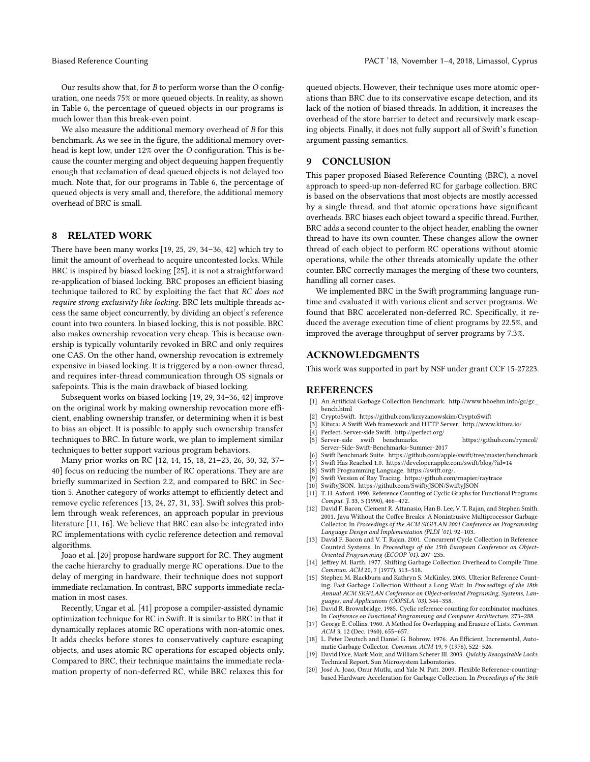Our results show that, for *B* to perform worse than the *O* configuration, one needs 75% or more queued objects. In reality, as shown in Table 6, the percentage of queued objects in our programs is much lower than this break-even point.

We also measure the additional memory overhead of *B* for this benchmark. As we see in the figure, the additional memory overhead is kept low, under 12% over the *O* configuration. This is because the counter merging and object dequeuing happen frequently enough that reclamation of dead queued objects is not delayed too much. Note that, for our programs in Table 6, the percentage of queued objects is very small and, therefore, the additional memory overhead of BRC is small.

## 8 RELATED WORK

There have been many works [19, 25, 29, 34–36, 42] which try to limit the amount of overhead to acquire uncontested locks. While BRC is inspired by biased locking [25], it is not a straightforward re-application of biased locking. BRC proposes an efficient biasing technique tailored to RC by exploiting the fact that *RC does not require strong exclusivity like locking*. BRC lets multiple threads access the same object concurrently, by dividing an object's reference count into two counters. In biased locking, this is not possible. BRC also makes ownership revocation very cheap. This is because ownership is typically voluntarily revoked in BRC and only requires one CAS. On the other hand, ownership revocation is extremely expensive in biased locking. It is triggered by a non-owner thread, and requires inter-thread communication through OS signals or safepoints. This is the main drawback of biased locking.

Subsequent works on biased locking [19, 29, 34–36, 42] improve on the original work by making ownership revocation more efficient, enabling ownership transfer, or determining when it is best to bias an object. It is possible to apply such ownership transfer techniques to BRC. In future work, we plan to implement similar techniques to better support various program behaviors.

Many prior works on RC [12, 14, 15, 18, 21–23, 26, 30, 32, 37–40] focus on reducing the number of RC operations. They are briefly summarized in Section 2.2, and compared to BRC in Section 5. Another category of works attempt to efficiently detect and remove cyclic references [13, 24, 27, 31, 33]. Swift solves this problem through weak references, an approach popular in previous literature [11, 16]. We believe that BRC can also be integrated into RC implementations with cyclic reference detection and removal algorithms.

Joao et al. [20] propose hardware support for RC. They augment the cache hierarchy to gradually merge RC operations. Due to the delay of merging in hardware, their technique does not support immediate reclamation. In contrast, BRC supports immediate reclamation in most cases.

Recently, Ungar et al. [41] propose a compiler-assisted dynamic optimization technique for RC in Swift. It is similar to BRC in that it dynamically replaces atomic RC operations with non-atomic ones. It adds checks before stores to conservatively capture escaping objects, and uses atomic RC operations for escaped objects only. Compared to BRC, their technique maintains the immediate reclamation property of non-deferred RC, while BRC relaxes this for queued objects. However, their technique uses more atomic operations than BRC due to its conservative escape detection, and its lack of the notion of biased threads. In addition, it increases the overhead of the store barrier to detect and recursively mark escaping objects. Finally, it does not fully support all of Swift's function argument passing semantics.

## 9 CONCLUSION

This paper proposed Biased Reference Counting (BRC), a novel approach to speed-up non-deferred RC for garbage collection. BRC is based on the observations that most objects are mostly accessed by a single thread, and that atomic operations have significant overheads. BRC biases each object toward a specific thread. Further, BRC adds a second counter to the object header, enabling the owner thread to have its own counter. These changes allow the owner thread of each object to perform RC operations without atomic operations, while the other threads atomically update the other counter. BRC correctly manages the merging of these two counters, handling all corner cases.

We implemented BRC in the Swift programming language runtime and evaluated it with various client and server programs. We found that BRC accelerated non-deferred RC. Specifically, it reduced the average execution time of client programs by 22.5%, and improved the average throughput of server programs by 7.3%.

## ACKNOWLEDGMENTS

This work was supported in part by NSF under grant CCF 15-27223.

## REFERENCES

[1] An Artificial Garbage Collection Benchmark. http://www.hboehm.info/gc/gc_bench.html
[2] CryptoSwift. https://github.com/krzyzanowskim/CryptoSwift
[3] Kitura: A Swift Web framework and HTTP Server. http://www.kitura.io/
[4] Perfect: Server-side Swift. http://perfect.org/
[5] Server-side swift benchmarks. https://github.com/rymcol/Server-Side-Swift-Benchmarks-Summer-2017
[6] Swift Benchmark Suite. https://github.com/apple/swift/tree/master/benchmark
[7] Swift Has Reached 1.0. https://developer.apple.com/swift/blog/?id=14
[8] Swift Programming Language. https://swift.org/.
[9] Swift Version of Ray Tracing. https://github.com/rnapier/raytrace
[10] SwiftyJSON. https://github.com/SwiftyJSON/SwiftyJSON
[11] T. H. Axford. 1990. Reference Counting of Cyclic Graphs for Functional Programs. *Comput. J.* 33, 5 (1990), 466–472.
[12] David F. Bacon, Clement R. Attanasio, Han B. Lee, V. T. Rajan, and Stephen Smith. 2001. Java Without the Coffee Breaks: A Nonintrusive Multiprocessor Garbage Collector. In *Proceedings of the ACM SIGPLAN 2001 Conference on Programming Language Design and Implementation (PLDI '01)*. 92–103.
[13] David F. Bacon and V. T. Rajan. 2001. Concurrent Cycle Collection in Reference Counted Systems. In *Proceedings of the 15th European Conference on Object-Oriented Programming (ECOOP '01)*. 207–235.
[14] Jeffrey M. Barth. 1977. Shifting Garbage Collection Overhead to Compile Time. *Commun. ACM* 20, 7 (1977), 513–518.
[15] Stephen M. Blackburn and Kathryn S. McKinley. 2003. Ulterior Reference Counting: Fast Garbage Collection Without a Long Wait. In *Proceedings of the 18th Annual ACM SIGPLAN Conference on Object-oriented Programing, Systems, Languages, and Applications (OOPSLA '03)*. 344–358.
[16] David R. Brownbridge. 1985. Cyclic reference counting for combinator machines. In *Conference on Functional Programming and Computer Architecture*. 273–288.
[17] George E. Collins. 1960. A Method for Overlapping and Erasure of Lists. *Commun. ACM* 3, 12 (Dec. 1960), 655–657.
[18] L. Peter Deutsch and Daniel G. Bobrow. 1976. An Efficient, Incremental, Automatic Garbage Collector. *Commun. ACM* 19, 9 (1976), 522–526.
[19] David Dice, Mark Moir, and William Scherer III. 2003. *Quickly Reacquirable Locks*. Technical Report. Sun Microsystem Laboratories.
[20] José A. Joao, Onur Mutlu, and Yale N. Patt. 2009. Flexible Reference-counting-based Hardware Acceleration for Garbage Collection. In *Proceedings of the 36th*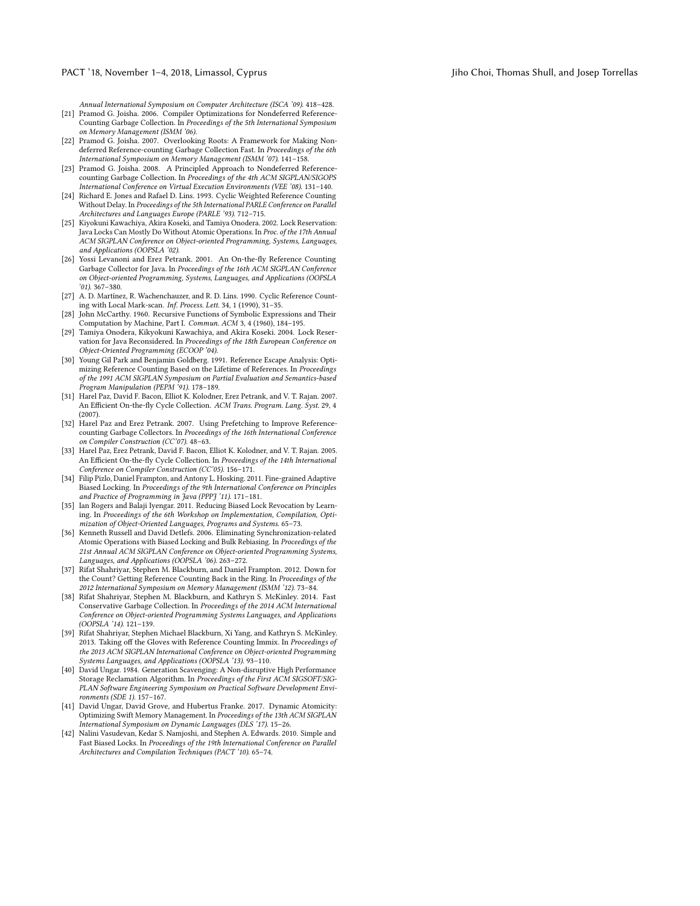Annual International Symposium on Computer Architecture (ISCA '09)*. 418–428.

[21] Pramod G. Joisha. 2006. Compiler Optimizations for Nondeferred Reference-Counting Garbage Collection. In *Proceedings of the 5th International Symposium on Memory Management (ISMM '06)*.

[22] Pramod G. Joisha. 2007. Overlooking Roots: A Framework for Making Nondeferred Reference-counting Garbage Collection Fast. In *Proceedings of the 6th International Symposium on Memory Management (ISMM '07)*. 141–158.

[23] Pramod G. Joisha. 2008. A Principled Approach to Nondeferred Reference-counting Garbage Collection. In *Proceedings of the 4th ACM SIGPLAN/SIGOPS International Conference on Virtual Execution Environments (VEE '08)*. 131–140.

[24] Richard E. Jones and Rafael D. Lins. 1993. Cyclic Weighted Reference Counting Without Delay. In *Proceedings of the 5th International PARLE Conference on Parallel Architectures and Languages Europe (PARLE '93)*. 712–715.

[25] Kiyokuni Kawachiya, Akira Koseki, and Tamiya Onodera. 2002. Lock Reservation: Java Locks Can Mostly Do Without Atomic Operations. In *Proc. of the 17th Annual ACM SIGPLAN Conference on Object-oriented Programming, Systems, Languages, and Applications (OOPSLA '02)*.

[26] Yossi Levanoni and Erez Petrank. 2001. An On-the-fly Reference Counting Garbage Collector for Java. In *Proceedings of the 16th ACM SIGPLAN Conference on Object-oriented Programming, Systems, Languages, and Applications (OOPSLA '01)*. 367–380.

[27] A. D. Martínez, R. Wachenchauzer, and R. D. Lins. 1990. Cyclic Reference Counting with Local Mark-scan. *Inf. Process. Lett.* 34, 1 (1990), 31–35.

[28] John McCarthy. 1960. Recursive Functions of Symbolic Expressions and Their Computation by Machine, Part I. *Commun. ACM* 3, 4 (1960), 184–195.

[29] Tamiya Onodera, Kikyokuni Kawachiya, and Akira Koseki. 2004. Lock Reservation for Java Reconsidered. In *Proceedings of the 18th European Conference on Object-Oriented Programming (ECOOP '04)*.

[30] Young Gil Park and Benjamin Goldberg. 1991. Reference Escape Analysis: Optimizing Reference Counting Based on the Lifetime of References. In *Proceedings of the 1991 ACM SIGPLAN Symposium on Partial Evaluation and Semantics-based Program Manipulation (PEPM '91)*. 178–189.

[31] Harel Paz, David F. Bacon, Elliot K. Kolodner, Erez Petrank, and V. T. Rajan. 2007. An Efficient On-the-fly Cycle Collection. *ACM Trans. Program. Lang. Syst.* 29, 4 (2007).

[32] Harel Paz and Erez Petrank. 2007. Using Prefetching to Improve Reference-counting Garbage Collectors. In *Proceedings of the 16th International Conference on Compiler Construction (CC'07)*. 48–63.

[33] Harel Paz, Erez Petrank, David F. Bacon, Elliot K. Kolodner, and V. T. Rajan. 2005. An Efficient On-the-fly Cycle Collection. In *Proceedings of the 14th International Conference on Compiler Construction (CC'05)*. 156–171.

[34] Filip Pizlo, Daniel Frampton, and Antony L. Hosking. 2011. Fine-grained Adaptive Biased Locking. In *Proceedings of the 9th International Conference on Principles and Practice of Programming in Java (PPPJ '11)*. 171–181.

[35] Ian Rogers and Balaji Iyengar. 2011. Reducing Biased Lock Revocation by Learning. In *Proceedings of the 6th Workshop on Implementation, Compilation, Optimization of Object-Oriented Languages, Programs and Systems*. 65–73.

[36] Kenneth Russell and David Detlefs. 2006. Eliminating Synchronization-related Atomic Operations with Biased Locking and Bulk Rebiasing. In *Proceedings of the 21st Annual ACM SIGPLAN Conference on Object-oriented Programming Systems, Languages, and Applications (OOPSLA '06)*. 263–272.

[37] Rifat Shahriyar, Stephen M. Blackburn, and Daniel Frampton. 2012. Down for the Count? Getting Reference Counting Back in the Ring. In *Proceedings of the 2012 International Symposium on Memory Management (ISMM '12)*. 73–84.

[38] Rifat Shahriyar, Stephen M. Blackburn, and Kathryn S. McKinley. 2014. Fast Conservative Garbage Collection. In *Proceedings of the 2014 ACM International Conference on Object-oriented Programming Systems Languages, and Applications (OOPSLA '14)*. 121–139.

[39] Rifat Shahriyar, Stephen Michael Blackburn, Xi Yang, and Kathryn S. McKinley. 2013. Taking off the Gloves with Reference Counting Immix. In *Proceedings of the 2013 ACM SIGPLAN International Conference on Object-oriented Programming Systems Languages, and Applications (OOPSLA '13)*. 93–110.

[40] David Ungar. 1984. Generation Scavenging: A Non-disruptive High Performance Storage Reclamation Algorithm. In *Proceedings of the First ACM SIGSOFT/SIGPLAN Software Engineering Symposium on Practical Software Development Environments (SDE 1)*. 157–167.

[41] David Ungar, David Grove, and Hubertus Franke. 2017. Dynamic Atomicity: Optimizing Swift Memory Management. In *Proceedings of the 13th ACM SIGPLAN International Symposium on Dynamic Languages (DLS '17)*. 15–26.

[42] Nalini Vasudevan, Kedar S. Namjoshi, and Stephen A. Edwards. 2010. Simple and Fast Biased Locks. In *Proceedings of the 19th International Conference on Parallel Architectures and Compilation Techniques (PACT '10)*. 65–74.